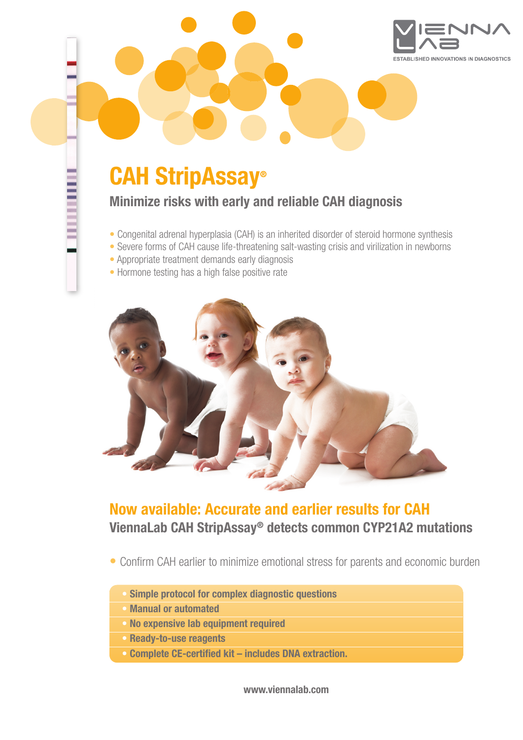VIENNA LAB
ESTABLISHED INNOVATIONS IN DIAGNOSTICS

# CAH StripAssay®

## Minimize risks with early and reliable CAH diagnosis

- Congenital adrenal hyperplasia (CAH) is an inherited disorder of steroid hormone synthesis
- Severe forms of CAH cause life-threatening salt-wasting crisis and virilization in newborns
- Appropriate treatment demands early diagnosis
- Hormone testing has a high false positive rate

## Now available: Accurate and earlier results for CAH

### ViennaLab CAH StripAssay® detects common CYP21A2 mutations

- Confirm CAH earlier to minimize emotional stress for parents and economic burden

- **Simple protocol for complex diagnostic questions**
- **Manual or automated**
- **No expensive lab equipment required**
- **Ready-to-use reagents**
- **Complete CE-certified kit – includes DNA extraction.**

**www.viennalab.com**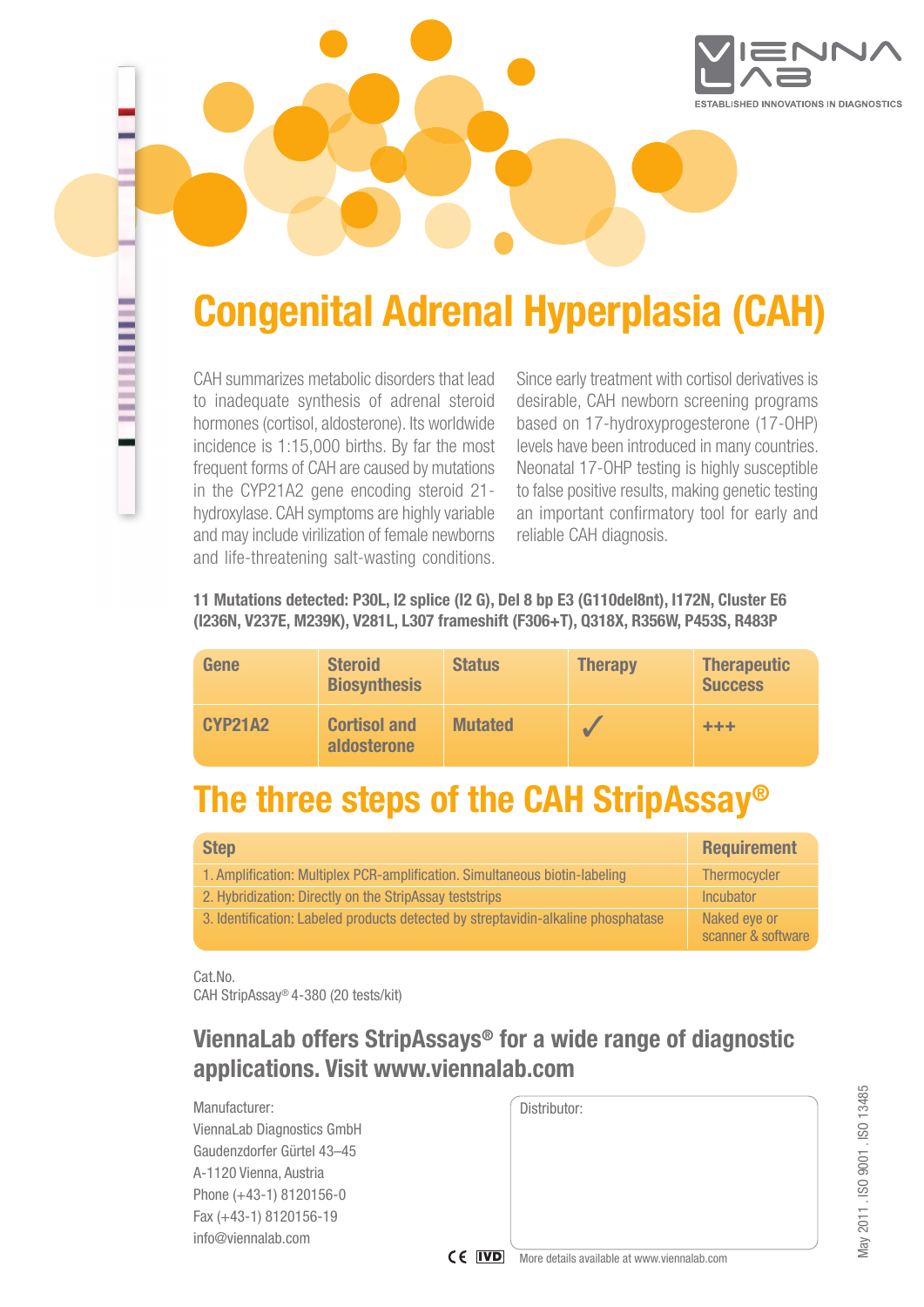VIENNA LAB

ESTABLISHED INNOVATIONS IN DIAGNOSTICS

# Congenital Adrenal Hyperplasia (CAH)

CAH summarizes metabolic disorders that lead to inadequate synthesis of adrenal steroid hormones (cortisol, aldosterone). Its worldwide incidence is 1:15,000 births. By far the most frequent forms of CAH are caused by mutations in the CYP21A2 gene encoding steroid 21-hydroxylase. CAH symptoms are highly variable and may include virilization of female newborns and life-threatening salt-wasting conditions.

Since early treatment with cortisol derivatives is desirable, CAH newborn screening programs based on 17-hydroxyprogesterone (17-OHP) levels have been introduced in many countries. Neonatal 17-OHP testing is highly susceptible to false positive results, making genetic testing an important confirmatory tool for early and reliable CAH diagnosis.

**11 Mutations detected: P30L, I2 splice (I2 G), Del 8 bp E3 (G110del8nt), I172N, Cluster E6 (I236N, V237E, M239K), V281L, L307 frameshift (F306+T), Q318X, R356W, P453S, R483P**

| Gene | Steroid Biosynthesis | Status | Therapy | Therapeutic Success |
|---|---|---|---|---|
| CYP21A2 | Cortisol and aldosterone | Mutated | ✓ | +++ |

## The three steps of the CAH StripAssay®

| Step | Requirement |
|---|---|
| 1. Amplification: Multiplex PCR-amplification. Simultaneous biotin-labeling | Thermocycler |
| 2. Hybridization: Directly on the StripAssay teststrips | Incubator |
| 3. Identification: Labeled products detected by streptavidin-alkaline phosphatase | Naked eye or scanner & software |

Cat.No.
CAH StripAssay® 4-380 (20 tests/kit)

## ViennaLab offers StripAssays® for a wide range of diagnostic applications. Visit www.viennalab.com

Manufacturer:
ViennaLab Diagnostics GmbH
Gaudenzdorfer Gürtel 43–45
A-1120 Vienna, Austria
Phone (+43-1) 8120156-0
Fax (+43-1) 8120156-19
info@viennalab.com

Distributor:

CE IVD

More details available at www.viennalab.com

May 2011 . ISO 9001 . ISO 13485